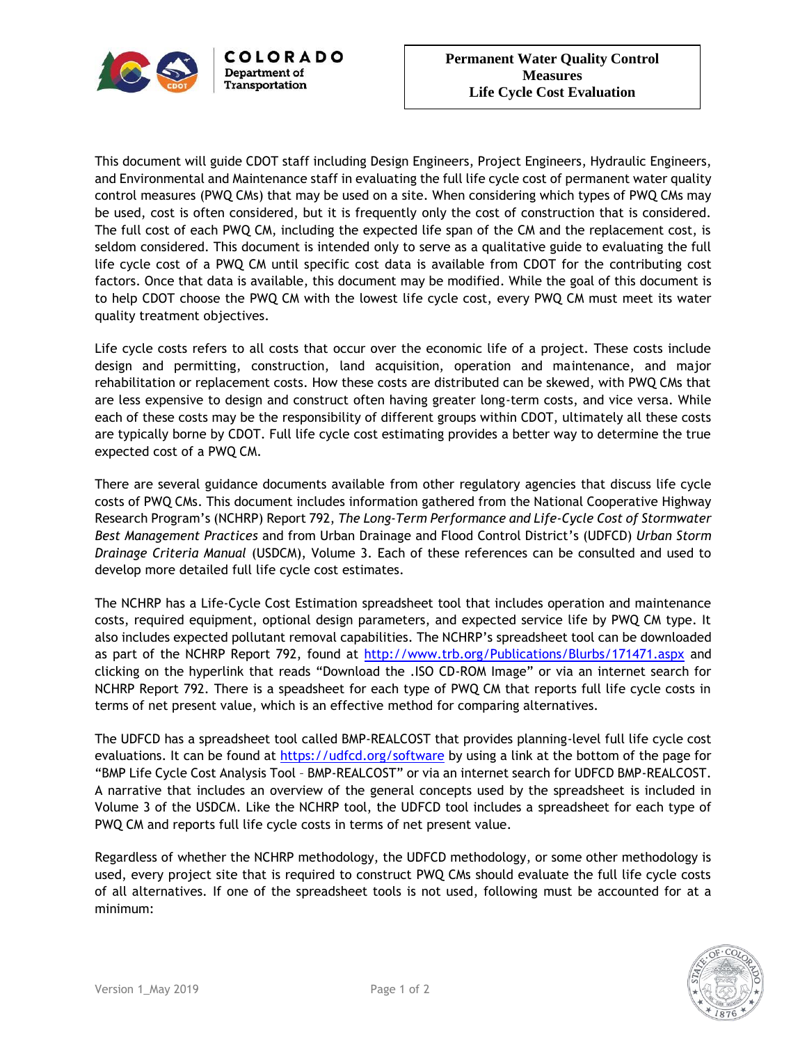# Permanent Water Quality Control Measures Life Cycle Cost Evaluation

This document will guide CDOT staff including Design Engineers, Project Engineers, Hydraulic Engineers, and Environmental and Maintenance staff in evaluating the full life cycle cost of permanent water quality control measures (PWQ CMs) that may be used on a site. When considering which types of PWQ CMs may be used, cost is often considered, but it is frequently only the cost of construction that is considered. The full cost of each PWQ CM, including the expected life span of the CM and the replacement cost, is seldom considered. This document is intended only to serve as a qualitative guide to evaluating the full life cycle cost of a PWQ CM until specific cost data is available from CDOT for the contributing cost factors. Once that data is available, this document may be modified. While the goal of this document is to help CDOT choose the PWQ CM with the lowest life cycle cost, every PWQ CM must meet its water quality treatment objectives.

Life cycle costs refers to all costs that occur over the economic life of a project. These costs include design and permitting, construction, land acquisition, operation and maintenance, and major rehabilitation or replacement costs. How these costs are distributed can be skewed, with PWQ CMs that are less expensive to design and construct often having greater long-term costs, and vice versa. While each of these costs may be the responsibility of different groups within CDOT, ultimately all these costs are typically borne by CDOT. Full life cycle cost estimating provides a better way to determine the true expected cost of a PWQ CM.

There are several guidance documents available from other regulatory agencies that discuss life cycle costs of PWQ CMs. This document includes information gathered from the National Cooperative Highway Research Program's (NCHRP) Report 792, *The Long-Term Performance and Life-Cycle Cost of Stormwater Best Management Practices* and from Urban Drainage and Flood Control District's (UDFCD) *Urban Storm Drainage Criteria Manual* (USDCM), Volume 3. Each of these references can be consulted and used to develop more detailed full life cycle cost estimates.

The NCHRP has a Life-Cycle Cost Estimation spreadsheet tool that includes operation and maintenance costs, required equipment, optional design parameters, and expected service life by PWQ CM type. It also includes expected pollutant removal capabilities. The NCHRP's spreadsheet tool can be downloaded as part of the NCHRP Report 792, found at [http://www.trb.org/Publications/Blurbs/171471.aspx](http://www.trb.org/Publications/Blurbs/171471.aspx) and clicking on the hyperlink that reads "Download the .ISO CD-ROM Image" or via an internet search for NCHRP Report 792. There is a speadsheet for each type of PWQ CM that reports full life cycle costs in terms of net present value, which is an effective method for comparing alternatives.

The UDFCD has a spreadsheet tool called BMP-REALCOST that provides planning-level full life cycle cost evaluations. It can be found at [https://udfcd.org/software](https://udfcd.org/software) by using a link at the bottom of the page for "BMP Life Cycle Cost Analysis Tool – BMP-REALCOST" or via an internet search for UDFCD BMP-REALCOST. A narrative that includes an overview of the general concepts used by the spreadsheet is included in Volume 3 of the USDCM. Like the NCHRP tool, the UDFCD tool includes a spreadsheet for each type of PWQ CM and reports full life cycle costs in terms of net present value.

Regardless of whether the NCHRP methodology, the UDFCD methodology, or some other methodology is used, every project site that is required to construct PWQ CMs should evaluate the full life cycle costs of all alternatives. If one of the spreadsheet tools is not used, following must be accounted for at a minimum: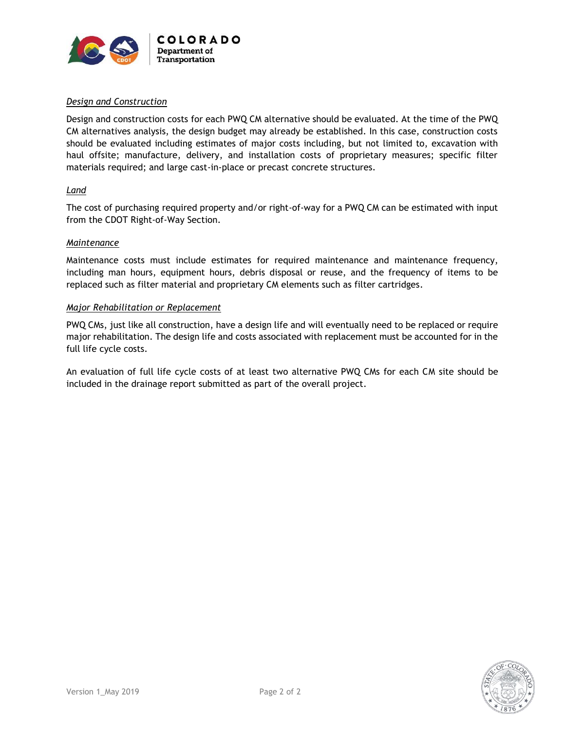*Design and Construction*

Design and construction costs for each PWQ CM alternative should be evaluated. At the time of the PWQ CM alternatives analysis, the design budget may already be established. In this case, construction costs should be evaluated including estimates of major costs including, but not limited to, excavation with haul offsite; manufacture, delivery, and installation costs of proprietary measures; specific filter materials required; and large cast-in-place or precast concrete structures.

*Land*

The cost of purchasing required property and/or right-of-way for a PWQ CM can be estimated with input from the CDOT Right-of-Way Section.

*Maintenance*

Maintenance costs must include estimates for required maintenance and maintenance frequency, including man hours, equipment hours, debris disposal or reuse, and the frequency of items to be replaced such as filter material and proprietary CM elements such as filter cartridges.

*Major Rehabilitation or Replacement*

PWQ CMs, just like all construction, have a design life and will eventually need to be replaced or require major rehabilitation. The design life and costs associated with replacement must be accounted for in the full life cycle costs.

An evaluation of full life cycle costs of at least two alternative PWQ CMs for each CM site should be included in the drainage report submitted as part of the overall project.

Version 1_May 2019